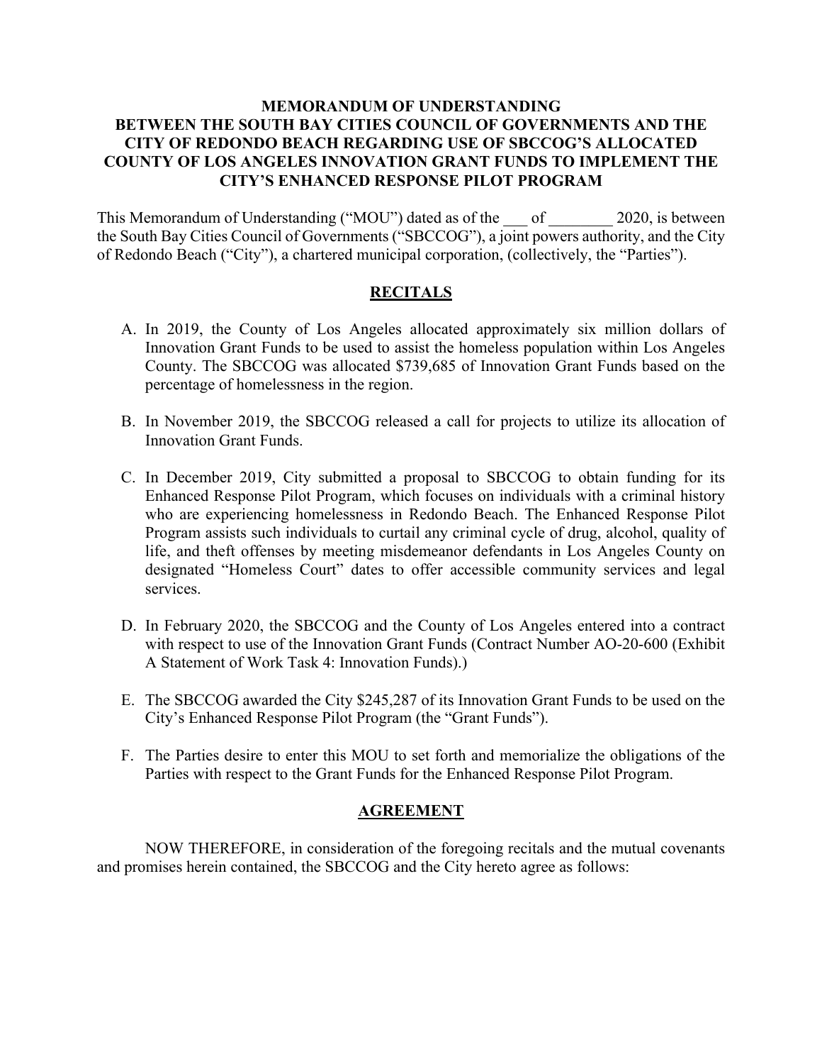# MEMORANDUM OF UNDERSTANDING BETWEEN THE SOUTH BAY CITIES COUNCIL OF GOVERNMENTS AND THE CITY OF REDONDO BEACH REGARDING USE OF SBCCOG'S ALLOCATED COUNTY OF LOS ANGELES INNOVATION GRANT FUNDS TO IMPLEMENT THE CITY'S ENHANCED RESPONSE PILOT PROGRAM

This Memorandum of Understanding ("MOU") dated as of the ___ of ________ 2020, is between the South Bay Cities Council of Governments ("SBCCOG"), a joint powers authority, and the City of Redondo Beach ("City"), a chartered municipal corporation, (collectively, the "Parties").

## RECITALS

A. In 2019, the County of Los Angeles allocated approximately six million dollars of Innovation Grant Funds to be used to assist the homeless population within Los Angeles County. The SBCCOG was allocated $739,685 of Innovation Grant Funds based on the percentage of homelessness in the region.

B. In November 2019, the SBCCOG released a call for projects to utilize its allocation of Innovation Grant Funds.

C. In December 2019, City submitted a proposal to SBCCOG to obtain funding for its Enhanced Response Pilot Program, which focuses on individuals with a criminal history who are experiencing homelessness in Redondo Beach. The Enhanced Response Pilot Program assists such individuals to curtail any criminal cycle of drug, alcohol, quality of life, and theft offenses by meeting misdemeanor defendants in Los Angeles County on designated "Homeless Court" dates to offer accessible community services and legal services.

D. In February 2020, the SBCCOG and the County of Los Angeles entered into a contract with respect to use of the Innovation Grant Funds (Contract Number AO-20-600 (Exhibit A Statement of Work Task 4: Innovation Funds).)

E. The SBCCOG awarded the City $245,287 of its Innovation Grant Funds to be used on the City's Enhanced Response Pilot Program (the "Grant Funds").

F. The Parties desire to enter this MOU to set forth and memorialize the obligations of the Parties with respect to the Grant Funds for the Enhanced Response Pilot Program.

## AGREEMENT

NOW THEREFORE, in consideration of the foregoing recitals and the mutual covenants and promises herein contained, the SBCCOG and the City hereto agree as follows: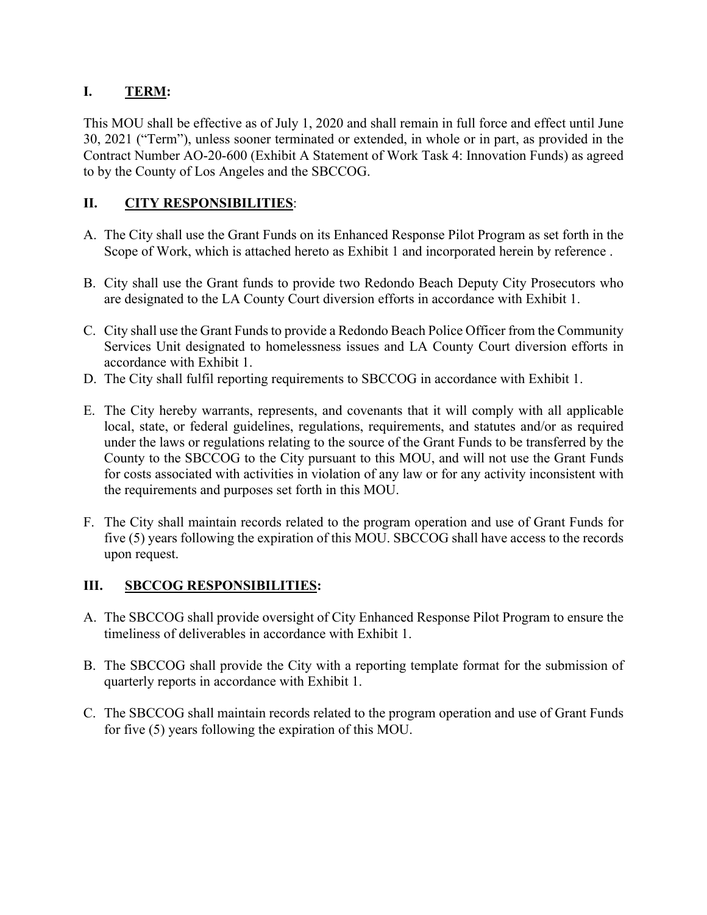## I. TERM:

This MOU shall be effective as of July 1, 2020 and shall remain in full force and effect until June 30, 2021 ("Term"), unless sooner terminated or extended, in whole or in part, as provided in the Contract Number AO-20-600 (Exhibit A Statement of Work Task 4: Innovation Funds) as agreed to by the County of Los Angeles and the SBCCOG.

## II. CITY RESPONSIBILITIES:

A. The City shall use the Grant Funds on its Enhanced Response Pilot Program as set forth in the Scope of Work, which is attached hereto as Exhibit 1 and incorporated herein by reference .

B. City shall use the Grant funds to provide two Redondo Beach Deputy City Prosecutors who are designated to the LA County Court diversion efforts in accordance with Exhibit 1.

C. City shall use the Grant Funds to provide a Redondo Beach Police Officer from the Community Services Unit designated to homelessness issues and LA County Court diversion efforts in accordance with Exhibit 1.

D. The City shall fulfil reporting requirements to SBCCOG in accordance with Exhibit 1.

E. The City hereby warrants, represents, and covenants that it will comply with all applicable local, state, or federal guidelines, regulations, requirements, and statutes and/or as required under the laws or regulations relating to the source of the Grant Funds to be transferred by the County to the SBCCOG to the City pursuant to this MOU, and will not use the Grant Funds for costs associated with activities in violation of any law or for any activity inconsistent with the requirements and purposes set forth in this MOU.

F. The City shall maintain records related to the program operation and use of Grant Funds for five (5) years following the expiration of this MOU. SBCCOG shall have access to the records upon request.

## III. SBCCOG RESPONSIBILITIES:

A. The SBCCOG shall provide oversight of City Enhanced Response Pilot Program to ensure the timeliness of deliverables in accordance with Exhibit 1.

B. The SBCCOG shall provide the City with a reporting template format for the submission of quarterly reports in accordance with Exhibit 1.

C. The SBCCOG shall maintain records related to the program operation and use of Grant Funds for five (5) years following the expiration of this MOU.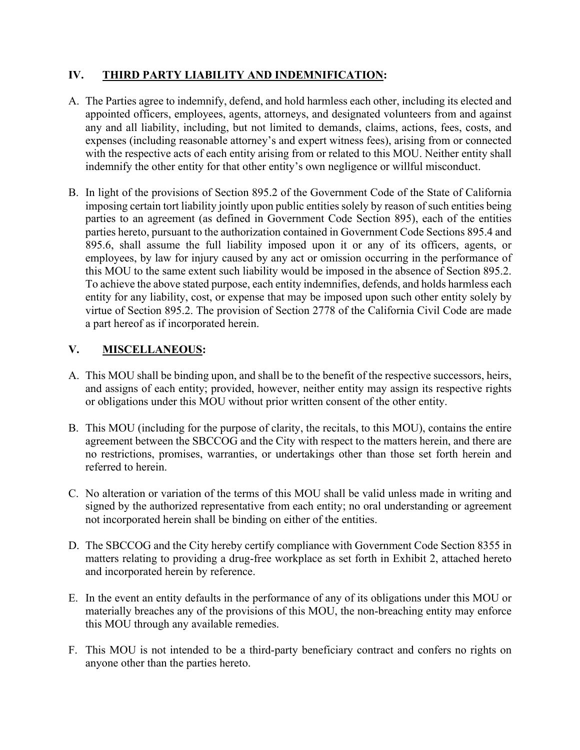## IV. **THIRD PARTY LIABILITY AND INDEMNIFICATION**:

A. The Parties agree to indemnify, defend, and hold harmless each other, including its elected and appointed officers, employees, agents, attorneys, and designated volunteers from and against any and all liability, including, but not limited to demands, claims, actions, fees, costs, and expenses (including reasonable attorney's and expert witness fees), arising from or connected with the respective acts of each entity arising from or related to this MOU. Neither entity shall indemnify the other entity for that other entity's own negligence or willful misconduct.

B. In light of the provisions of Section 895.2 of the Government Code of the State of California imposing certain tort liability jointly upon public entities solely by reason of such entities being parties to an agreement (as defined in Government Code Section 895), each of the entities parties hereto, pursuant to the authorization contained in Government Code Sections 895.4 and 895.6, shall assume the full liability imposed upon it or any of its officers, agents, or employees, by law for injury caused by any act or omission occurring in the performance of this MOU to the same extent such liability would be imposed in the absence of Section 895.2. To achieve the above stated purpose, each entity indemnifies, defends, and holds harmless each entity for any liability, cost, or expense that may be imposed upon such other entity solely by virtue of Section 895.2. The provision of Section 2778 of the California Civil Code are made a part hereof as if incorporated herein.

## V. **MISCELLANEOUS**:

A. This MOU shall be binding upon, and shall be to the benefit of the respective successors, heirs, and assigns of each entity; provided, however, neither entity may assign its respective rights or obligations under this MOU without prior written consent of the other entity.

B. This MOU (including for the purpose of clarity, the recitals, to this MOU), contains the entire agreement between the SBCCOG and the City with respect to the matters herein, and there are no restrictions, promises, warranties, or undertakings other than those set forth herein and referred to herein.

C. No alteration or variation of the terms of this MOU shall be valid unless made in writing and signed by the authorized representative from each entity; no oral understanding or agreement not incorporated herein shall be binding on either of the entities.

D. The SBCCOG and the City hereby certify compliance with Government Code Section 8355 in matters relating to providing a drug-free workplace as set forth in Exhibit 2, attached hereto and incorporated herein by reference.

E. In the event an entity defaults in the performance of any of its obligations under this MOU or materially breaches any of the provisions of this MOU, the non-breaching entity may enforce this MOU through any available remedies.

F. This MOU is not intended to be a third-party beneficiary contract and confers no rights on anyone other than the parties hereto.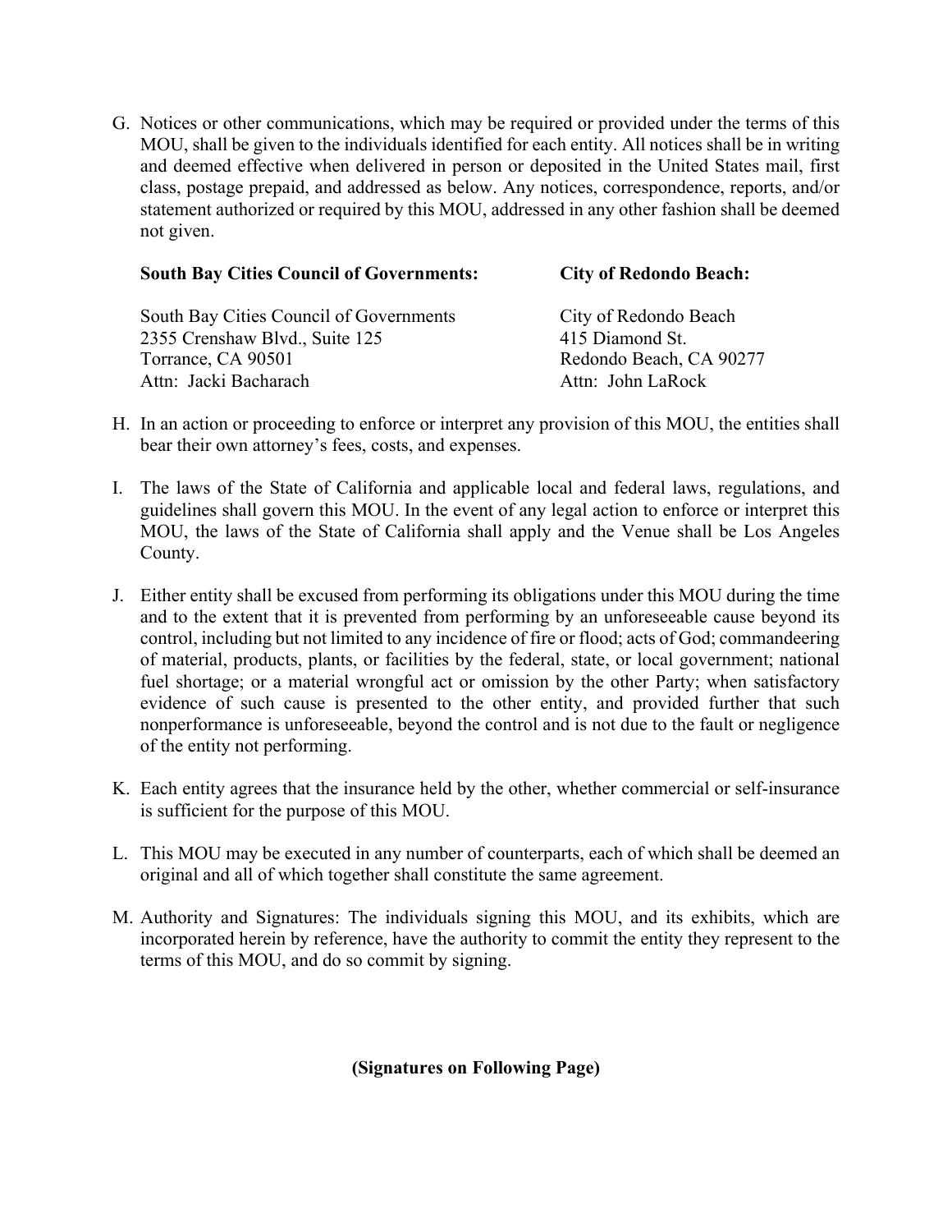G. Notices or other communications, which may be required or provided under the terms of this MOU, shall be given to the individuals identified for each entity. All notices shall be in writing and deemed effective when delivered in person or deposited in the United States mail, first class, postage prepaid, and addressed as below. Any notices, correspondence, reports, and/or statement authorized or required by this MOU, addressed in any other fashion shall be deemed not given.

| **South Bay Cities Council of Governments:** | **City of Redondo Beach:** |
|---|---|
| South Bay Cities Council of Governments | City of Redondo Beach |
| 2355 Crenshaw Blvd., Suite 125 | 415 Diamond St. |
| Torrance, CA 90501 | Redondo Beach, CA 90277 |
| Attn: Jacki Bacharach | Attn: John LaRock |

H. In an action or proceeding to enforce or interpret any provision of this MOU, the entities shall bear their own attorney's fees, costs, and expenses.

I. The laws of the State of California and applicable local and federal laws, regulations, and guidelines shall govern this MOU. In the event of any legal action to enforce or interpret this MOU, the laws of the State of California shall apply and the Venue shall be Los Angeles County.

J. Either entity shall be excused from performing its obligations under this MOU during the time and to the extent that it is prevented from performing by an unforeseeable cause beyond its control, including but not limited to any incidence of fire or flood; acts of God; commandeering of material, products, plants, or facilities by the federal, state, or local government; national fuel shortage; or a material wrongful act or omission by the other Party; when satisfactory evidence of such cause is presented to the other entity, and provided further that such nonperformance is unforeseeable, beyond the control and is not due to the fault or negligence of the entity not performing.

K. Each entity agrees that the insurance held by the other, whether commercial or self-insurance is sufficient for the purpose of this MOU.

L. This MOU may be executed in any number of counterparts, each of which shall be deemed an original and all of which together shall constitute the same agreement.

M. Authority and Signatures: The individuals signing this MOU, and its exhibits, which are incorporated herein by reference, have the authority to commit the entity they represent to the terms of this MOU, and do so commit by signing.

**(Signatures on Following Page)**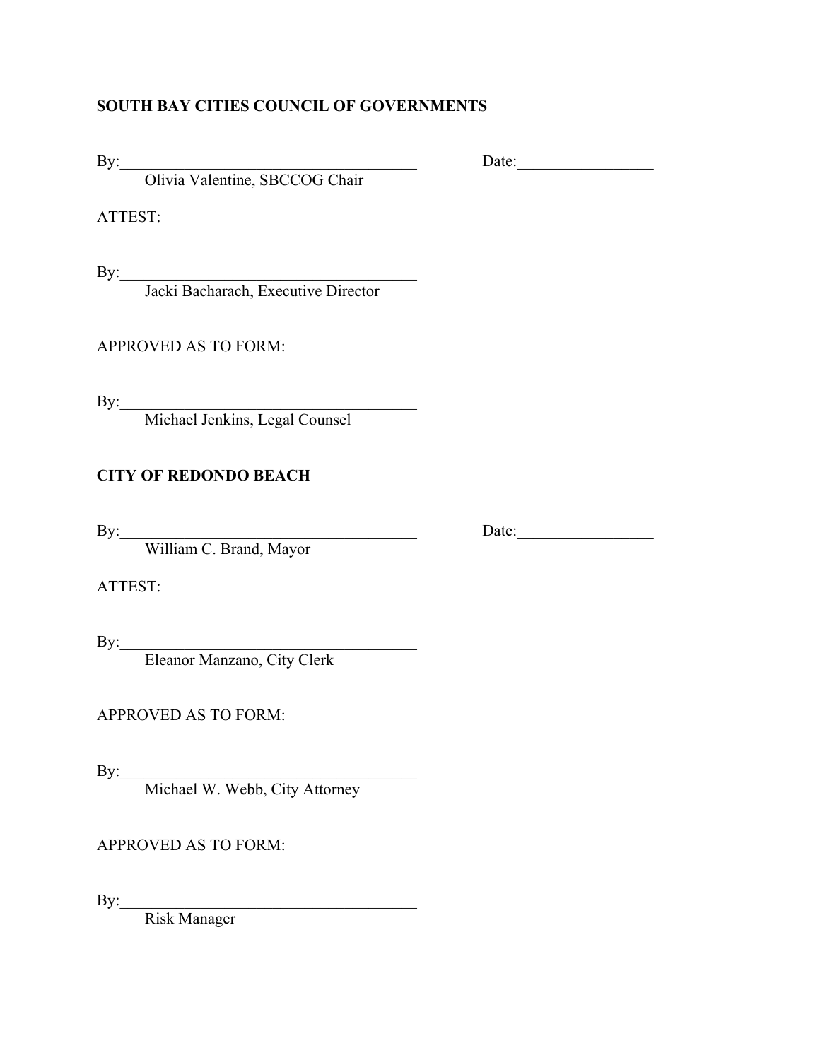**SOUTH BAY CITIES COUNCIL OF GOVERNMENTS**

By:______________________________________ Date:_________________
Olivia Valentine, SBCCOG Chair

ATTEST:

By:______________________________________
Jacki Bacharach, Executive Director

APPROVED AS TO FORM:

By:______________________________________
Michael Jenkins, Legal Counsel

**CITY OF REDONDO BEACH**

By:______________________________________ Date:_________________
William C. Brand, Mayor

ATTEST:

By:______________________________________
Eleanor Manzano, City Clerk

APPROVED AS TO FORM:

By:______________________________________
Michael W. Webb, City Attorney

APPROVED AS TO FORM:

By:______________________________________
Risk Manager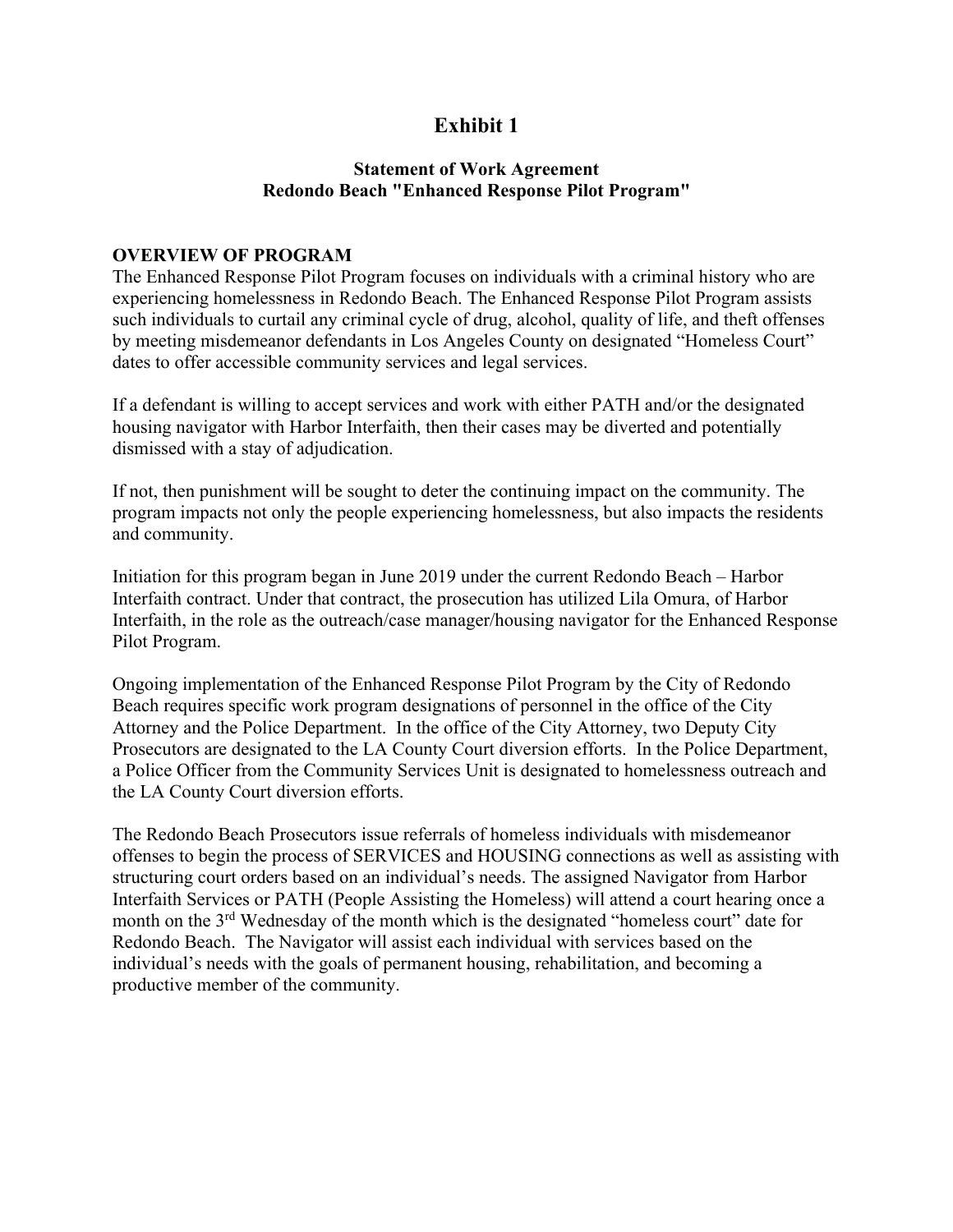# Exhibit 1

### Statement of Work Agreement
### Redondo Beach "Enhanced Response Pilot Program"

**OVERVIEW OF PROGRAM**

The Enhanced Response Pilot Program focuses on individuals with a criminal history who are experiencing homelessness in Redondo Beach. The Enhanced Response Pilot Program assists such individuals to curtail any criminal cycle of drug, alcohol, quality of life, and theft offenses by meeting misdemeanor defendants in Los Angeles County on designated "Homeless Court" dates to offer accessible community services and legal services.

If a defendant is willing to accept services and work with either PATH and/or the designated housing navigator with Harbor Interfaith, then their cases may be diverted and potentially dismissed with a stay of adjudication.

If not, then punishment will be sought to deter the continuing impact on the community. The program impacts not only the people experiencing homelessness, but also impacts the residents and community.

Initiation for this program began in June 2019 under the current Redondo Beach – Harbor Interfaith contract. Under that contract, the prosecution has utilized Lila Omura, of Harbor Interfaith, in the role as the outreach/case manager/housing navigator for the Enhanced Response Pilot Program.

Ongoing implementation of the Enhanced Response Pilot Program by the City of Redondo Beach requires specific work program designations of personnel in the office of the City Attorney and the Police Department. In the office of the City Attorney, two Deputy City Prosecutors are designated to the LA County Court diversion efforts. In the Police Department, a Police Officer from the Community Services Unit is designated to homelessness outreach and the LA County Court diversion efforts.

The Redondo Beach Prosecutors issue referrals of homeless individuals with misdemeanor offenses to begin the process of SERVICES and HOUSING connections as well as assisting with structuring court orders based on an individual's needs. The assigned Navigator from Harbor Interfaith Services or PATH (People Assisting the Homeless) will attend a court hearing once a month on the 3rd Wednesday of the month which is the designated "homeless court" date for Redondo Beach. The Navigator will assist each individual with services based on the individual's needs with the goals of permanent housing, rehabilitation, and becoming a productive member of the community.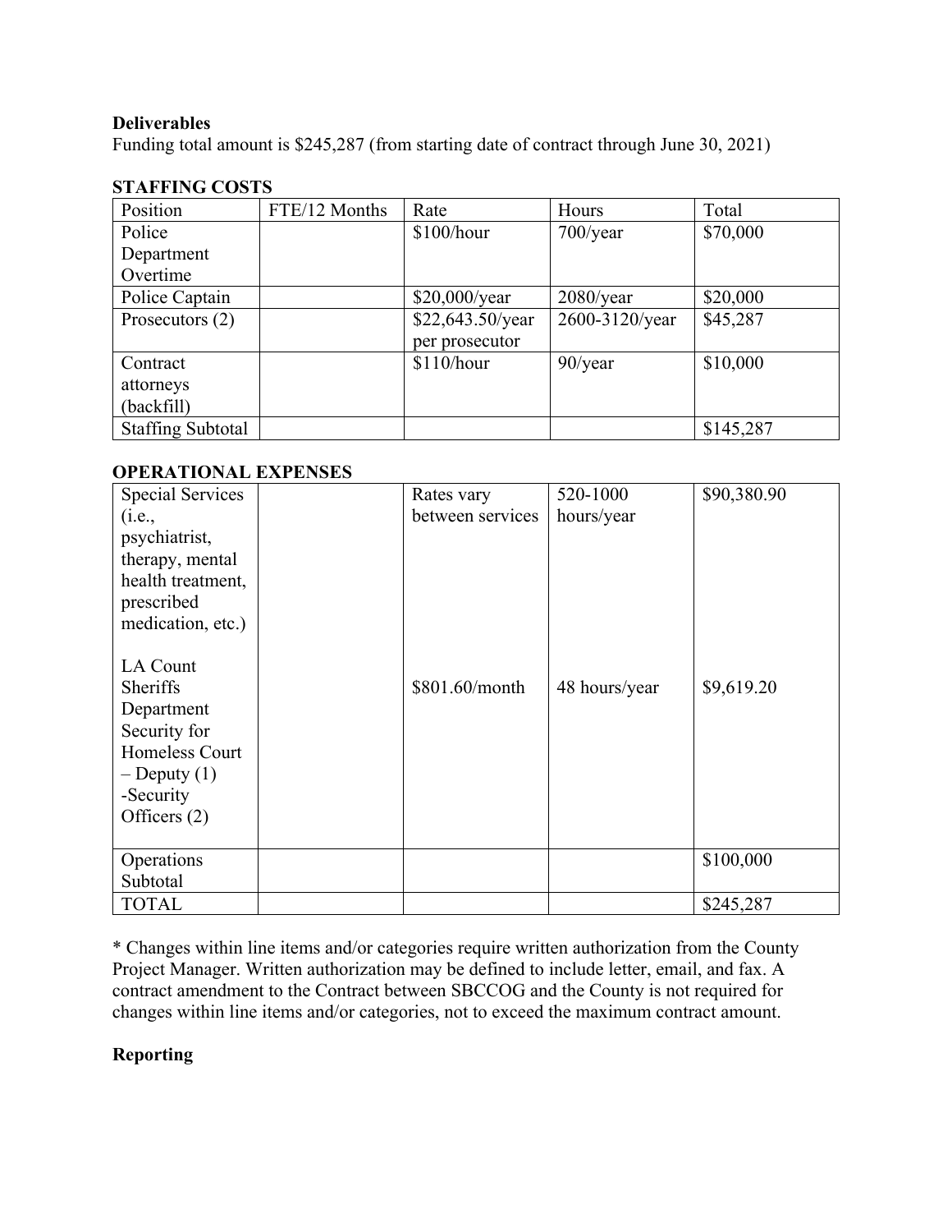**Deliverables**

Funding total amount is $245,287 (from starting date of contract through June 30, 2021)

**STAFFING COSTS**

| Position | FTE/12 Months | Rate | Hours | Total |
|---|---|---|---|---|
| Police Department Overtime | | $100/hour | 700/year | $70,000 |
| Police Captain | | $20,000/year | 2080/year | $20,000 |
| Prosecutors (2) | | $22,643.50/year per prosecutor | 2600-3120/year | $45,287 |
| Contract attorneys (backfill) | | $110/hour | 90/year | $10,000 |
| Staffing Subtotal | | | | $145,287 |

**OPERATIONAL EXPENSES**

| | | | | |
|---|---|---|---|---|
| Special Services (i.e., psychiatrist, therapy, mental health treatment, prescribed medication, etc.) | | Rates vary between services | 520-1000 hours/year | $90,380.90 |
| LA Count Sheriffs Department Security for Homeless Court – Deputy (1) -Security Officers (2) | | $801.60/month | 48 hours/year | $9,619.20 |
| Operations Subtotal | | | | $100,000 |
| TOTAL | | | | $245,287 |

* Changes within line items and/or categories require written authorization from the County Project Manager. Written authorization may be defined to include letter, email, and fax. A contract amendment to the Contract between SBCCOG and the County is not required for changes within line items and/or categories, not to exceed the maximum contract amount.

**Reporting**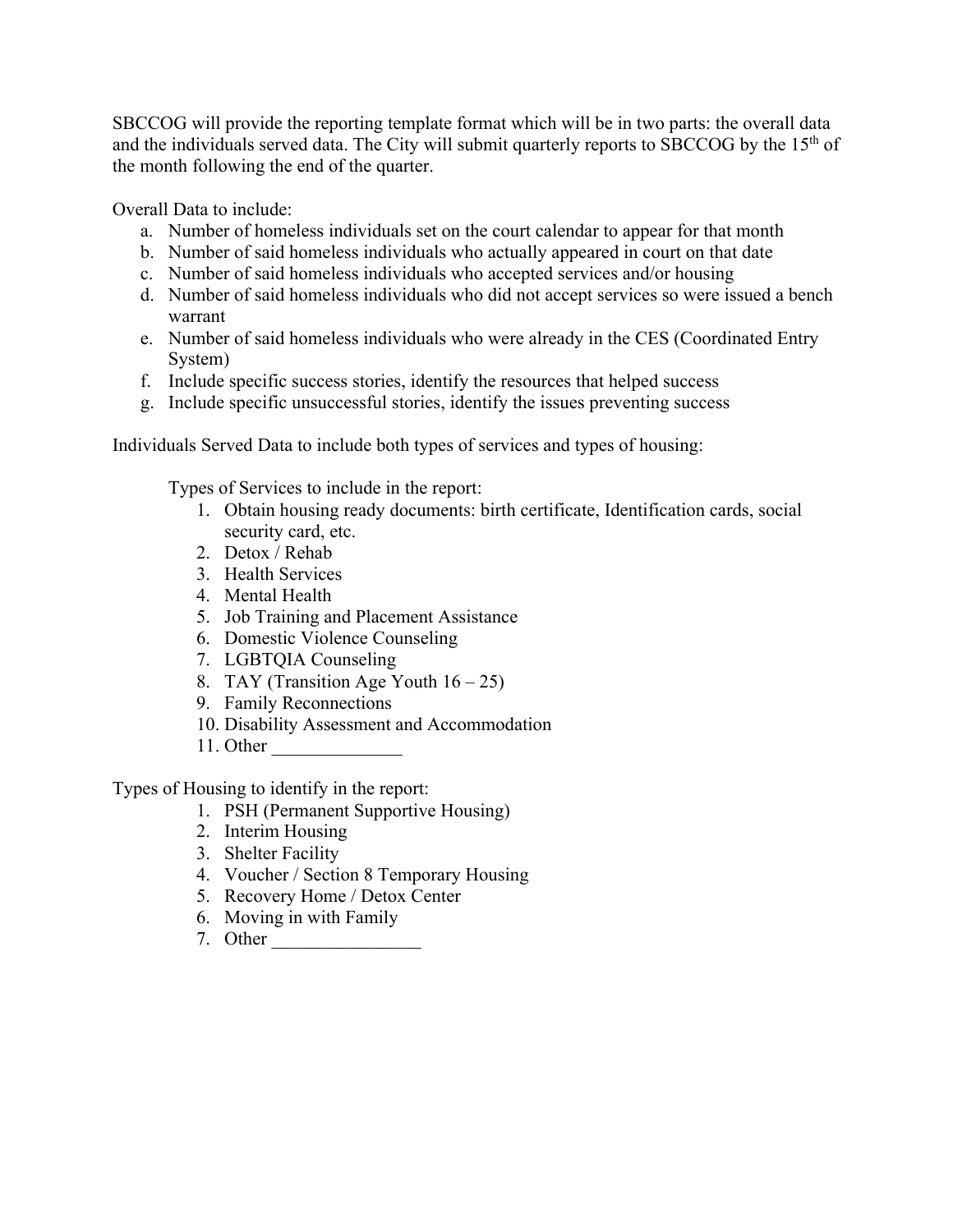SBCCOG will provide the reporting template format which will be in two parts: the overall data and the individuals served data. The City will submit quarterly reports to SBCCOG by the 15th of the month following the end of the quarter.

Overall Data to include:

a. Number of homeless individuals set on the court calendar to appear for that month
b. Number of said homeless individuals who actually appeared in court on that date
c. Number of said homeless individuals who accepted services and/or housing
d. Number of said homeless individuals who did not accept services so were issued a bench warrant
e. Number of said homeless individuals who were already in the CES (Coordinated Entry System)
f. Include specific success stories, identify the resources that helped success
g. Include specific unsuccessful stories, identify the issues preventing success

Individuals Served Data to include both types of services and types of housing:

Types of Services to include in the report:

1. Obtain housing ready documents: birth certificate, Identification cards, social security card, etc.
2. Detox / Rehab
3. Health Services
4. Mental Health
5. Job Training and Placement Assistance
6. Domestic Violence Counseling
7. LGBTQIA Counseling
8. TAY (Transition Age Youth 16 – 25)
9. Family Reconnections
10. Disability Assessment and Accommodation
11. Other ______________

Types of Housing to identify in the report:

1. PSH (Permanent Supportive Housing)
2. Interim Housing
3. Shelter Facility
4. Voucher / Section 8 Temporary Housing
5. Recovery Home / Detox Center
6. Moving in with Family
7. Other ________________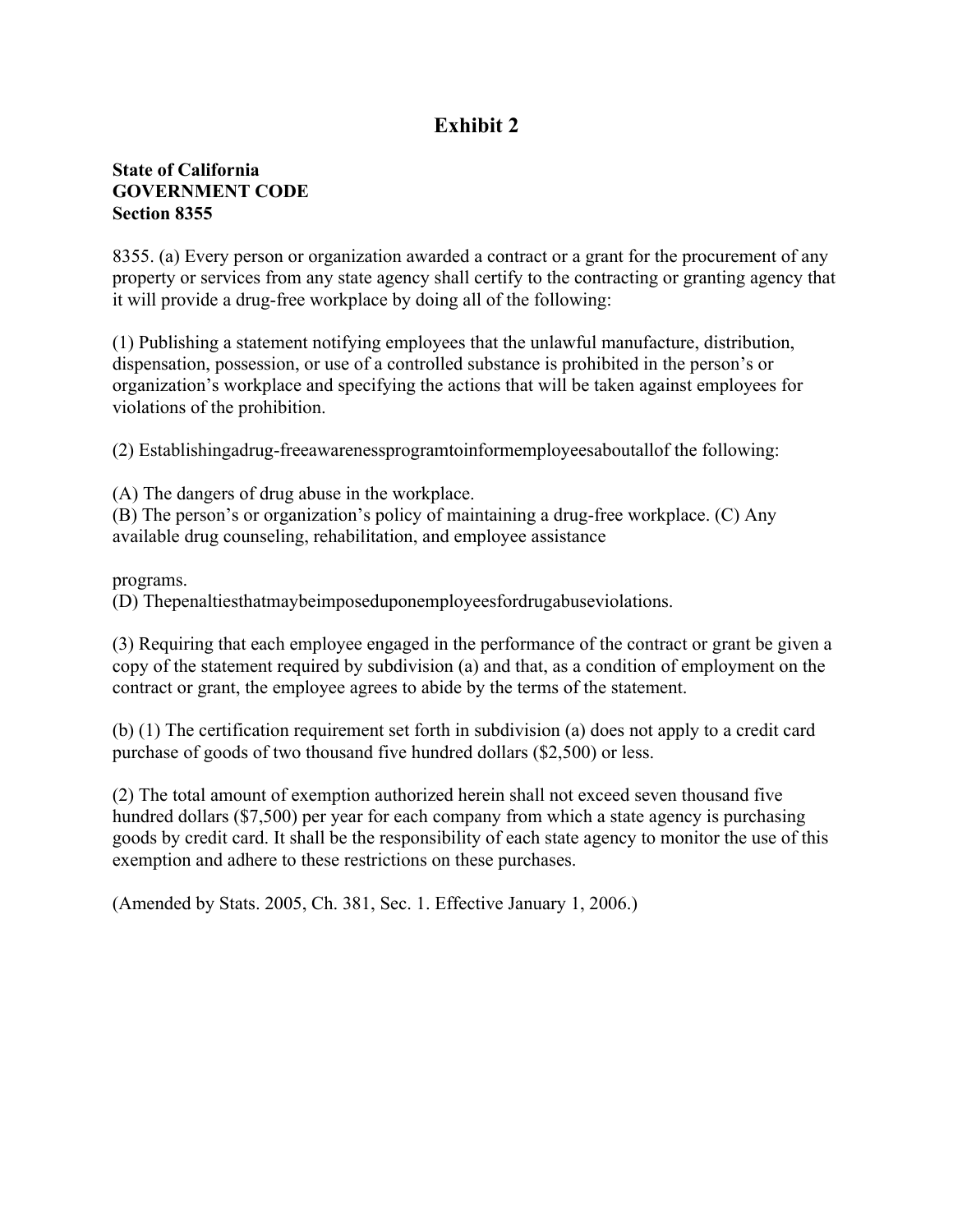# Exhibit 2

**State of California**
**GOVERNMENT CODE**
**Section 8355**

8355. (a) Every person or organization awarded a contract or a grant for the procurement of any property or services from any state agency shall certify to the contracting or granting agency that it will provide a drug-free workplace by doing all of the following:

(1) Publishing a statement notifying employees that the unlawful manufacture, distribution, dispensation, possession, or use of a controlled substance is prohibited in the person's or organization's workplace and specifying the actions that will be taken against employees for violations of the prohibition.

(2) Establishingadrug-freeawarenessprogramtoinformemployeesaboutallof the following:

(A) The dangers of drug abuse in the workplace.
(B) The person's or organization's policy of maintaining a drug-free workplace. (C) Any available drug counseling, rehabilitation, and employee assistance

programs.
(D) Thepenaltiesthatmaybeimposeduponemployeesfordrugabuseviolations.

(3) Requiring that each employee engaged in the performance of the contract or grant be given a copy of the statement required by subdivision (a) and that, as a condition of employment on the contract or grant, the employee agrees to abide by the terms of the statement.

(b) (1) The certification requirement set forth in subdivision (a) does not apply to a credit card purchase of goods of two thousand five hundred dollars ($2,500) or less.

(2) The total amount of exemption authorized herein shall not exceed seven thousand five hundred dollars ($7,500) per year for each company from which a state agency is purchasing goods by credit card. It shall be the responsibility of each state agency to monitor the use of this exemption and adhere to these restrictions on these purchases.

(Amended by Stats. 2005, Ch. 381, Sec. 1. Effective January 1, 2006.)